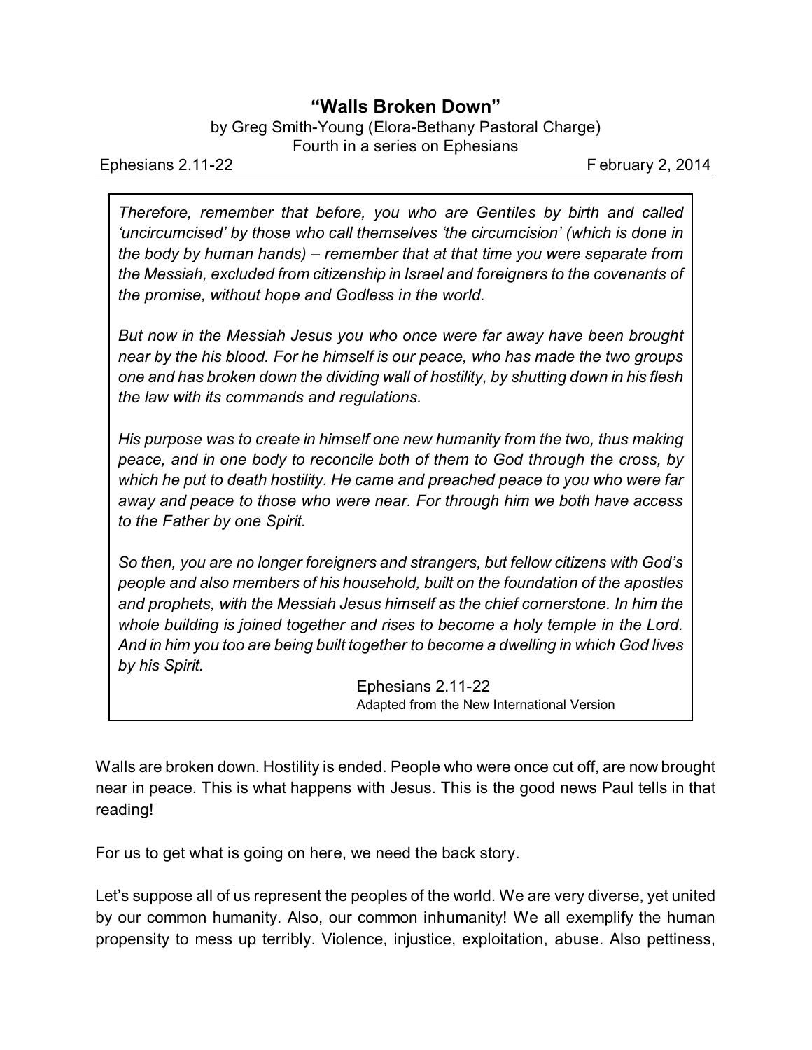# "Walls Broken Down"

by Greg Smith-Young (Elora-Bethany Pastoral Charge)
Fourth in a series on Ephesians

Ephesians 2.11-22 February 2, 2014

> *Therefore, remember that before, you who are Gentiles by birth and called 'uncircumcised' by those who call themselves 'the circumcision' (which is done in the body by human hands) – remember that at that time you were separate from the Messiah, excluded from citizenship in Israel and foreigners to the covenants of the promise, without hope and Godless in the world.*
>
> *But now in the Messiah Jesus you who once were far away have been brought near by the his blood. For he himself is our peace, who has made the two groups one and has broken down the dividing wall of hostility, by shutting down in his flesh the law with its commands and regulations.*
>
> *His purpose was to create in himself one new humanity from the two, thus making peace, and in one body to reconcile both of them to God through the cross, by which he put to death hostility. He came and preached peace to you who were far away and peace to those who were near. For through him we both have access to the Father by one Spirit.*
>
> *So then, you are no longer foreigners and strangers, but fellow citizens with God's people and also members of his household, built on the foundation of the apostles and prophets, with the Messiah Jesus himself as the chief cornerstone. In him the whole building is joined together and rises to become a holy temple in the Lord. And in him you too are being built together to become a dwelling in which God lives by his Spirit.*
>
> Ephesians 2.11-22
> Adapted from the New International Version

Walls are broken down. Hostility is ended. People who were once cut off, are now brought near in peace. This is what happens with Jesus. This is the good news Paul tells in that reading!

For us to get what is going on here, we need the back story.

Let's suppose all of us represent the peoples of the world. We are very diverse, yet united by our common humanity. Also, our common inhumanity! We all exemplify the human propensity to mess up terribly. Violence, injustice, exploitation, abuse. Also pettiness,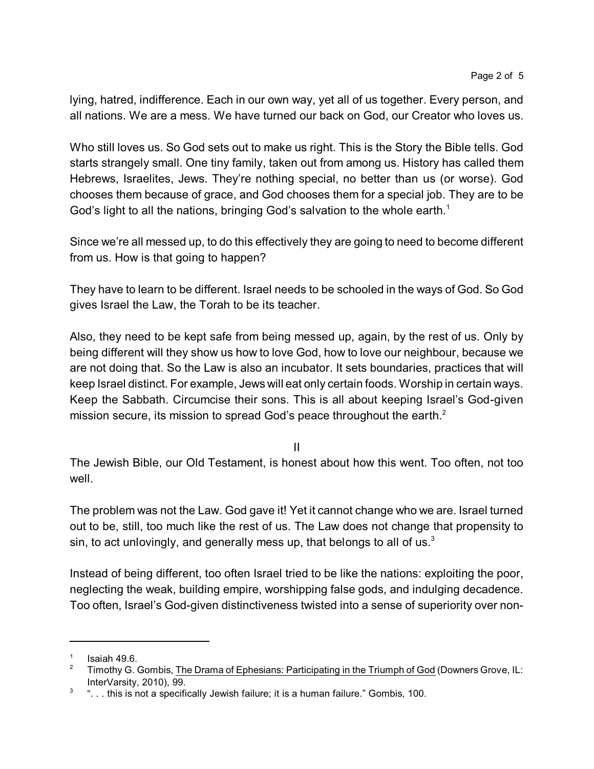lying, hatred, indifference. Each in our own way, yet all of us together. Every person, and all nations. We are a mess. We have turned our back on God, our Creator who loves us.

Who still loves us. So God sets out to make us right. This is the Story the Bible tells. God starts strangely small. One tiny family, taken out from among us. History has called them Hebrews, Israelites, Jews. They're nothing special, no better than us (or worse). God chooses them because of grace, and God chooses them for a special job. They are to be God's light to all the nations, bringing God's salvation to the whole earth.[1]

Since we're all messed up, to do this effectively they are going to need to become different from us. How is that going to happen?

They have to learn to be different. Israel needs to be schooled in the ways of God. So God gives Israel the Law, the Torah to be its teacher.

Also, they need to be kept safe from being messed up, again, by the rest of us. Only by being different will they show us how to love God, how to love our neighbour, because we are not doing that. So the Law is also an incubator. It sets boundaries, practices that will keep Israel distinct. For example, Jews will eat only certain foods. Worship in certain ways. Keep the Sabbath. Circumcise their sons. This is all about keeping Israel's God-given mission secure, its mission to spread God's peace throughout the earth.[2]

## II

The Jewish Bible, our Old Testament, is honest about how this went. Too often, not too well.

The problem was not the Law. God gave it! Yet it cannot change who we are. Israel turned out to be, still, too much like the rest of us. The Law does not change that propensity to sin, to act unlovingly, and generally mess up, that belongs to all of us.[3]

Instead of being different, too often Israel tried to be like the nations: exploiting the poor, neglecting the weak, building empire, worshipping false gods, and indulging decadence. Too often, Israel's God-given distinctiveness twisted into a sense of superiority over non-

---

[1] Isaiah 49.6.

[2] Timothy G. Gombis, The Drama of Ephesians: Participating in the Triumph of God (Downers Grove, IL: InterVarsity, 2010), 99.

[3] ". . . this is not a specifically Jewish failure; it is a human failure." Gombis, 100.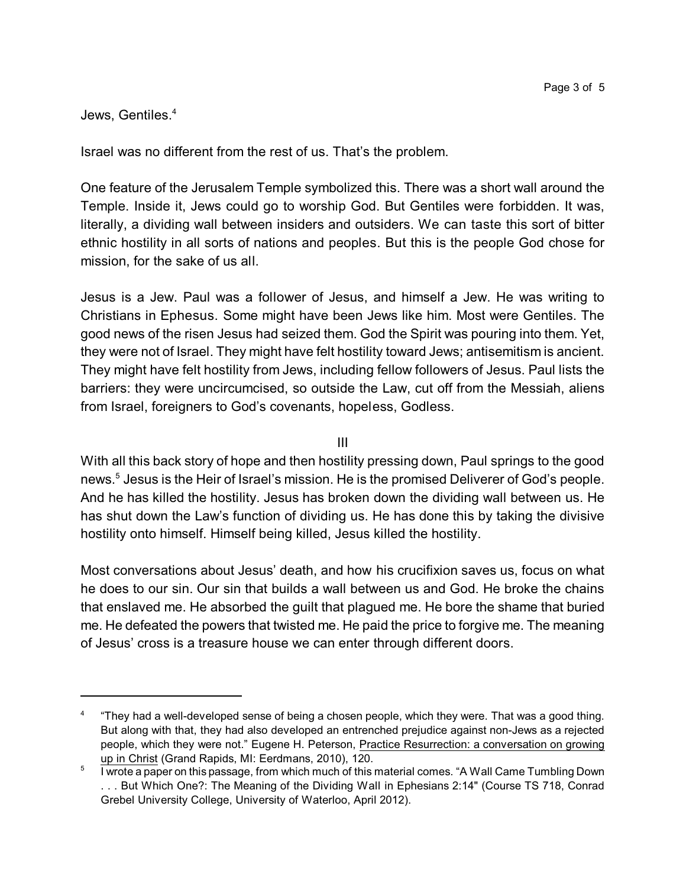Jews, Gentiles.[4]

Israel was no different from the rest of us. That's the problem.

One feature of the Jerusalem Temple symbolized this. There was a short wall around the Temple. Inside it, Jews could go to worship God. But Gentiles were forbidden. It was, literally, a dividing wall between insiders and outsiders. We can taste this sort of bitter ethnic hostility in all sorts of nations and peoples. But this is the people God chose for mission, for the sake of us all.

Jesus is a Jew. Paul was a follower of Jesus, and himself a Jew. He was writing to Christians in Ephesus. Some might have been Jews like him. Most were Gentiles. The good news of the risen Jesus had seized them. God the Spirit was pouring into them. Yet, they were not of Israel. They might have felt hostility toward Jews; antisemitism is ancient. They might have felt hostility from Jews, including fellow followers of Jesus. Paul lists the barriers: they were uncircumcised, so outside the Law, cut off from the Messiah, aliens from Israel, foreigners to God's covenants, hopeless, Godless.

III

With all this back story of hope and then hostility pressing down, Paul springs to the good news.[5] Jesus is the Heir of Israel's mission. He is the promised Deliverer of God's people. And he has killed the hostility. Jesus has broken down the dividing wall between us. He has shut down the Law's function of dividing us. He has done this by taking the divisive hostility onto himself. Himself being killed, Jesus killed the hostility.

Most conversations about Jesus' death, and how his crucifixion saves us, focus on what he does to our sin. Our sin that builds a wall between us and God. He broke the chains that enslaved me. He absorbed the guilt that plagued me. He bore the shame that buried me. He defeated the powers that twisted me. He paid the price to forgive me. The meaning of Jesus' cross is a treasure house we can enter through different doors.

---

[4] "They had a well-developed sense of being a chosen people, which they were. That was a good thing. But along with that, they had also developed an entrenched prejudice against non-Jews as a rejected people, which they were not." Eugene H. Peterson, Practice Resurrection: a conversation on growing up in Christ (Grand Rapids, MI: Eerdmans, 2010), 120.

[5] I wrote a paper on this passage, from which much of this material comes. "A Wall Came Tumbling Down . . . But Which One?: The Meaning of the Dividing Wall in Ephesians 2:14" (Course TS 718, Conrad Grebel University College, University of Waterloo, April 2012).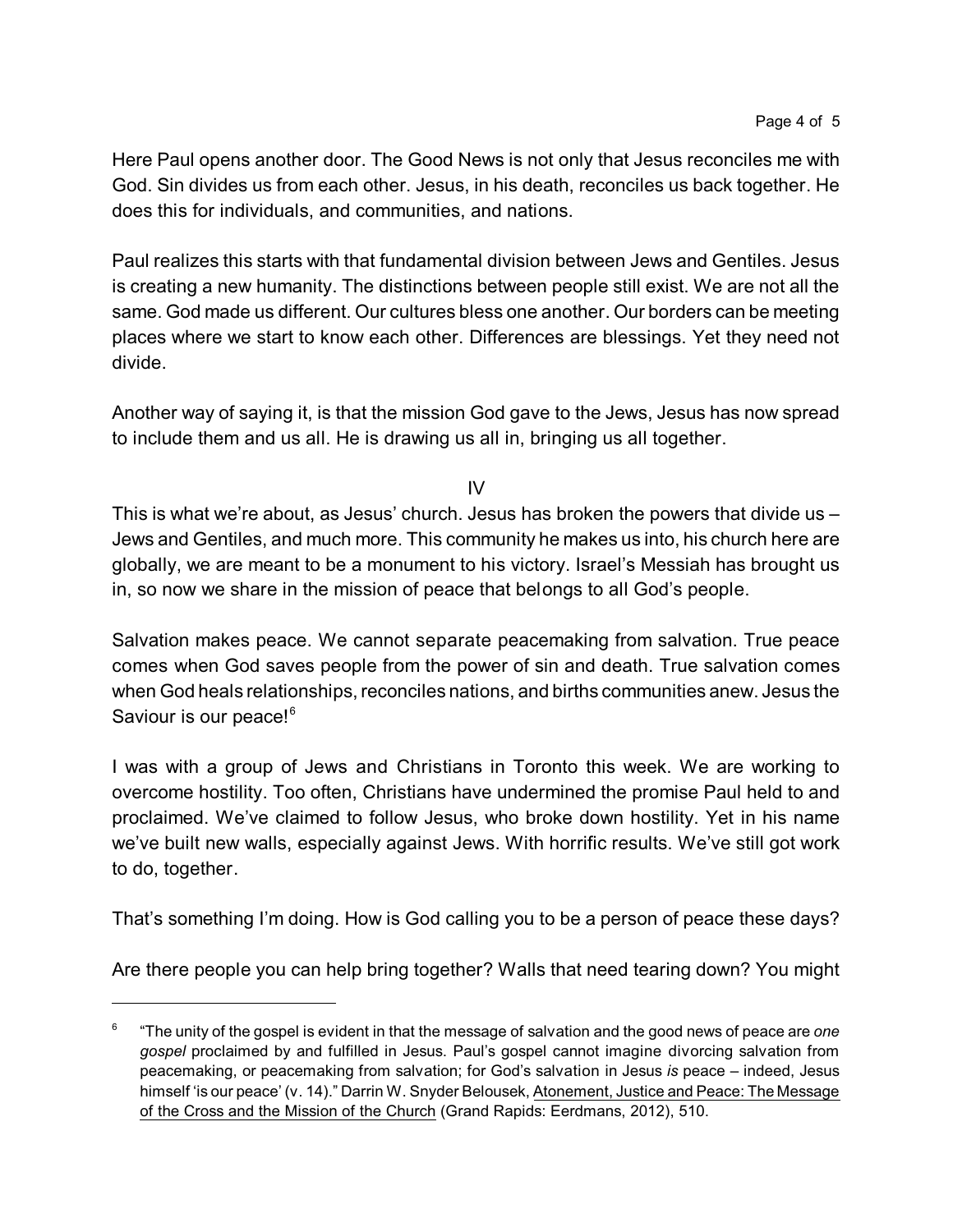Here Paul opens another door. The Good News is not only that Jesus reconciles me with God. Sin divides us from each other. Jesus, in his death, reconciles us back together. He does this for individuals, and communities, and nations.

Paul realizes this starts with that fundamental division between Jews and Gentiles. Jesus is creating a new humanity. The distinctions between people still exist. We are not all the same. God made us different. Our cultures bless one another. Our borders can be meeting places where we start to know each other. Differences are blessings. Yet they need not divide.

Another way of saying it, is that the mission God gave to the Jews, Jesus has now spread to include them and us all. He is drawing us all in, bringing us all together.

IV

This is what we're about, as Jesus' church. Jesus has broken the powers that divide us – Jews and Gentiles, and much more. This community he makes us into, his church here are globally, we are meant to be a monument to his victory. Israel's Messiah has brought us in, so now we share in the mission of peace that belongs to all God's people.

Salvation makes peace. We cannot separate peacemaking from salvation. True peace comes when God saves people from the power of sin and death. True salvation comes when God heals relationships, reconciles nations, and births communities anew. Jesus the Saviour is our peace![6]

I was with a group of Jews and Christians in Toronto this week. We are working to overcome hostility. Too often, Christians have undermined the promise Paul held to and proclaimed. We've claimed to follow Jesus, who broke down hostility. Yet in his name we've built new walls, especially against Jews. With horrific results. We've still got work to do, together.

That's something I'm doing. How is God calling you to be a person of peace these days?

Are there people you can help bring together? Walls that need tearing down? You might

---

[6] "The unity of the gospel is evident in that the message of salvation and the good news of peace are *one gospel* proclaimed by and fulfilled in Jesus. Paul's gospel cannot imagine divorcing salvation from peacemaking, or peacemaking from salvation; for God's salvation in Jesus *is* peace – indeed, Jesus himself 'is our peace' (v. 14)." Darrin W. Snyder Belousek, Atonement, Justice and Peace: The Message of the Cross and the Mission of the Church (Grand Rapids: Eerdmans, 2012), 510.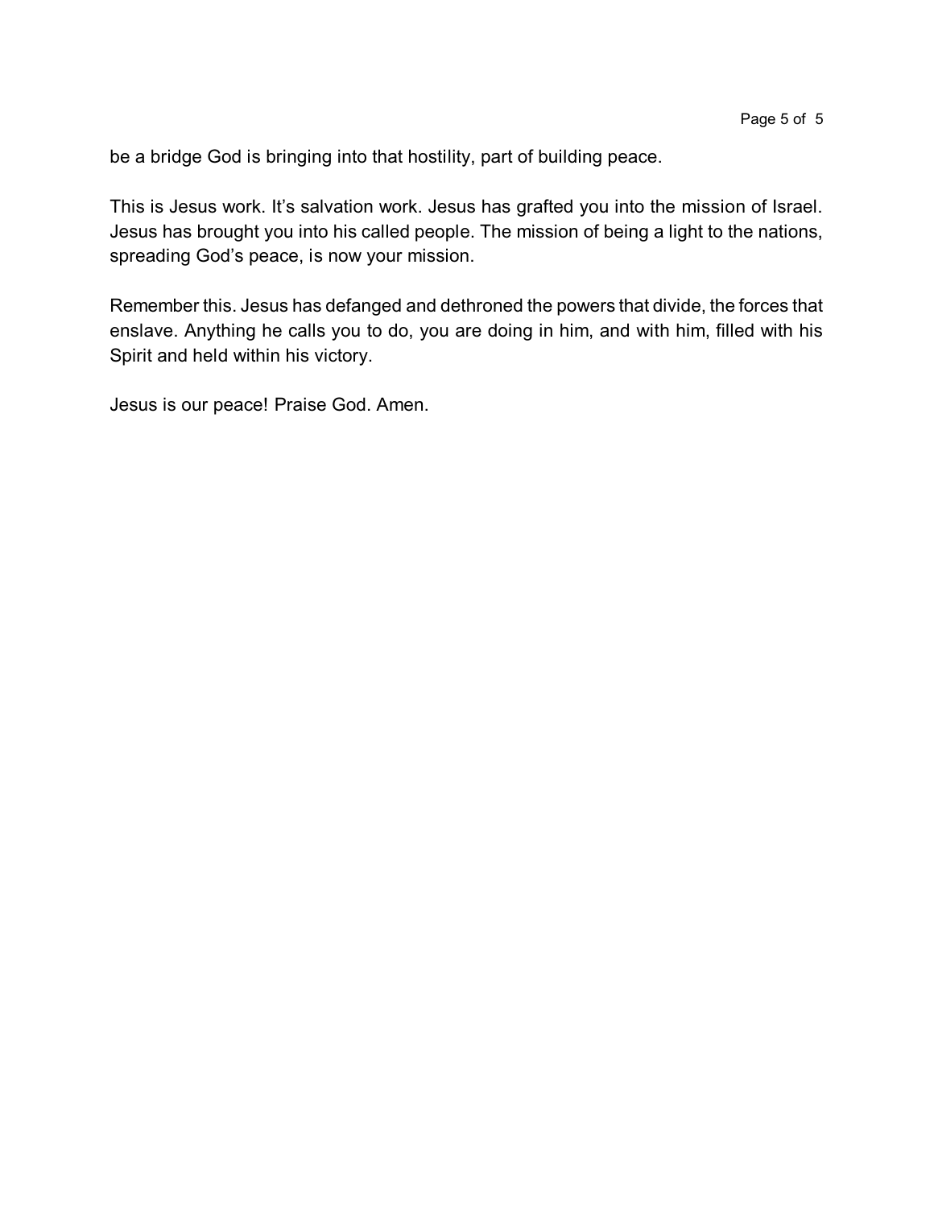be a bridge God is bringing into that hostility, part of building peace.

This is Jesus work. It's salvation work. Jesus has grafted you into the mission of Israel. Jesus has brought you into his called people. The mission of being a light to the nations, spreading God's peace, is now your mission.

Remember this. Jesus has defanged and dethroned the powers that divide, the forces that enslave. Anything he calls you to do, you are doing in him, and with him, filled with his Spirit and held within his victory.

Jesus is our peace! Praise God. Amen.